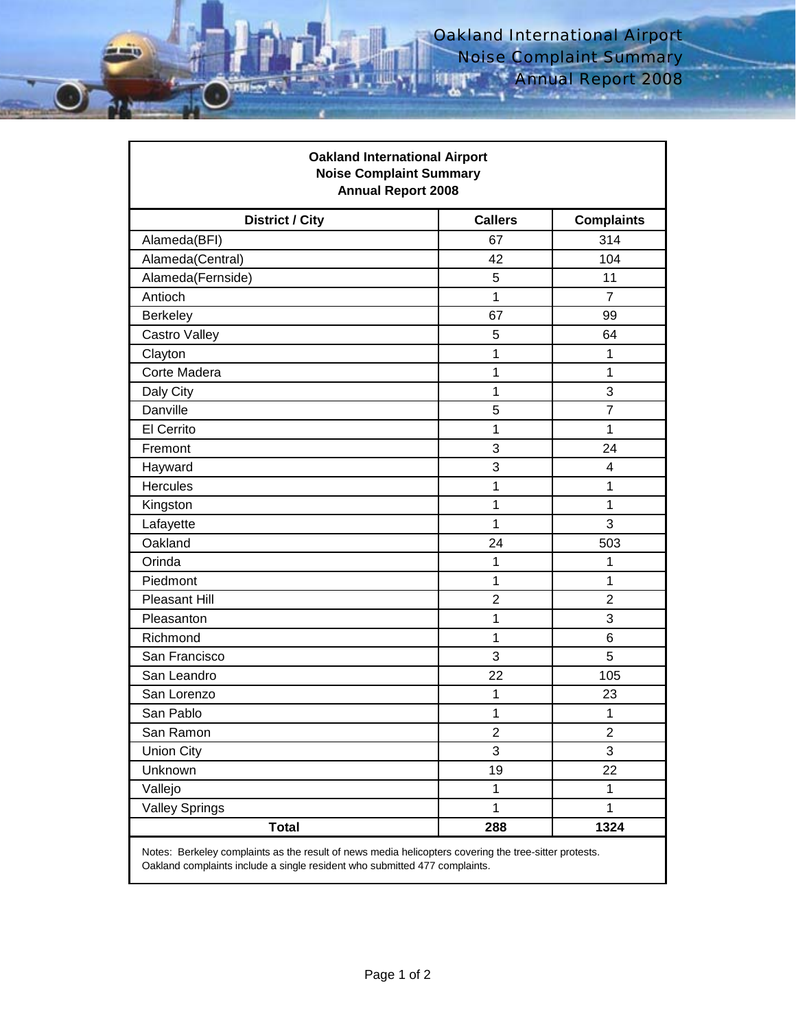# Oakland International Airport
## Noise Complaint Summary
## Annual Report 2008

| District / City | Callers | Complaints |
|---|---|---|
| Alameda(BFI) | 67 | 314 |
| Alameda(Central) | 42 | 104 |
| Alameda(Fernside) | 5 | 11 |
| Antioch | 1 | 7 |
| Berkeley | 67 | 99 |
| Castro Valley | 5 | 64 |
| Clayton | 1 | 1 |
| Corte Madera | 1 | 1 |
| Daly City | 1 | 3 |
| Danville | 5 | 7 |
| El Cerrito | 1 | 1 |
| Fremont | 3 | 24 |
| Hayward | 3 | 4 |
| Hercules | 1 | 1 |
| Kingston | 1 | 1 |
| Lafayette | 1 | 3 |
| Oakland | 24 | 503 |
| Orinda | 1 | 1 |
| Piedmont | 1 | 1 |
| Pleasant Hill | 2 | 2 |
| Pleasanton | 1 | 3 |
| Richmond | 1 | 6 |
| San Francisco | 3 | 5 |
| San Leandro | 22 | 105 |
| San Lorenzo | 1 | 23 |
| San Pablo | 1 | 1 |
| San Ramon | 2 | 2 |
| Union City | 3 | 3 |
| Unknown | 19 | 22 |
| Vallejo | 1 | 1 |
| Valley Springs | 1 | 1 |
| **Total** | **288** | **1324** |

Notes: Berkeley complaints as the result of news media helicopters covering the tree-sitter protests.
Oakland complaints include a single resident who submitted 477 complaints.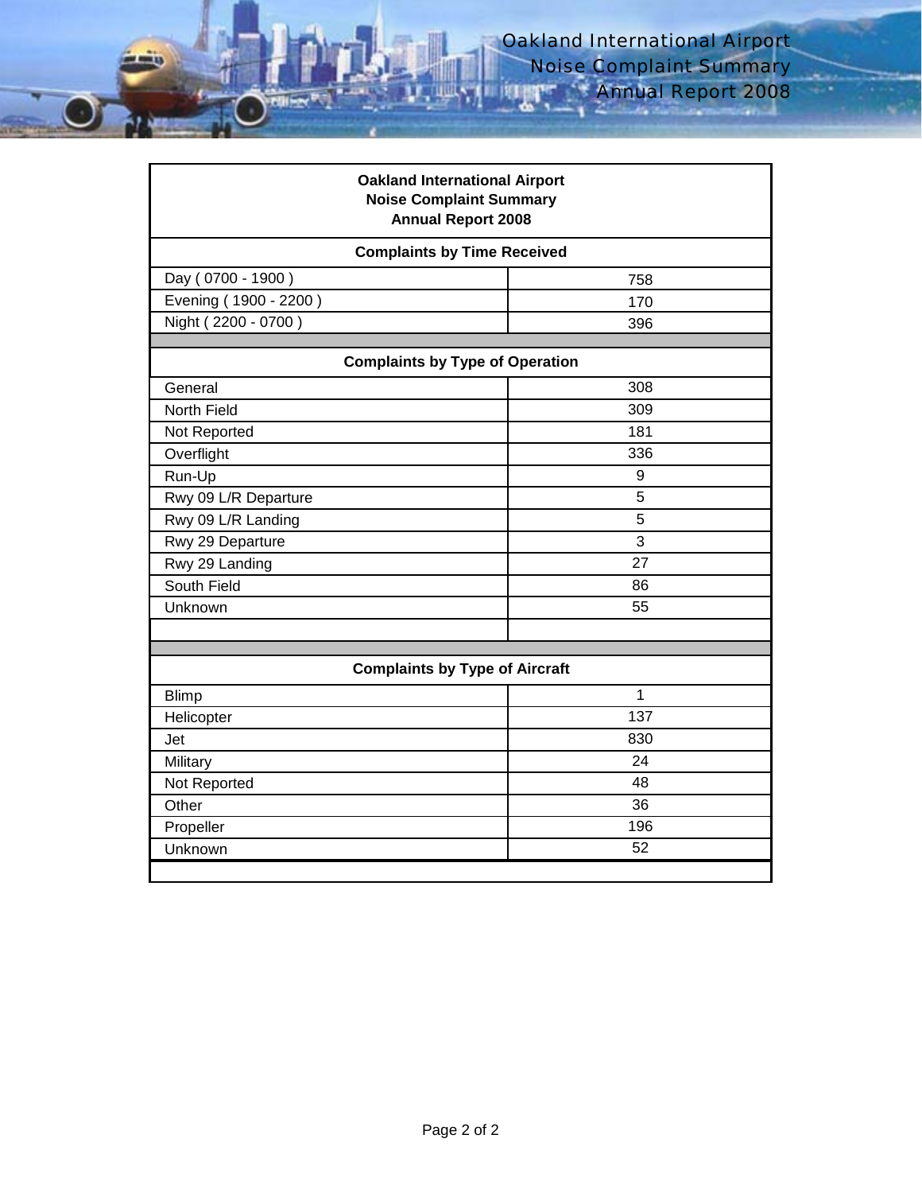# Oakland International Airport
## Noise Complaint Summary
## Annual Report 2008

| | |
|---|---|
| **Complaints by Time Received** | |
| Day ( 0700 - 1900 ) | 758 |
| Evening ( 1900 - 2200 ) | 170 |
| Night ( 2200 - 0700 ) | 396 |
| **Complaints by Type of Operation** | |
| General | 308 |
| North Field | 309 |
| Not Reported | 181 |
| Overflight | 336 |
| Run-Up | 9 |
| Rwy 09 L/R Departure | 5 |
| Rwy 09 L/R Landing | 5 |
| Rwy 29 Departure | 3 |
| Rwy 29 Landing | 27 |
| South Field | 86 |
| Unknown | 55 |
| **Complaints by Type of Aircraft** | |
| Blimp | 1 |
| Helicopter | 137 |
| Jet | 830 |
| Military | 24 |
| Not Reported | 48 |
| Other | 36 |
| Propeller | 196 |
| Unknown | 52 |